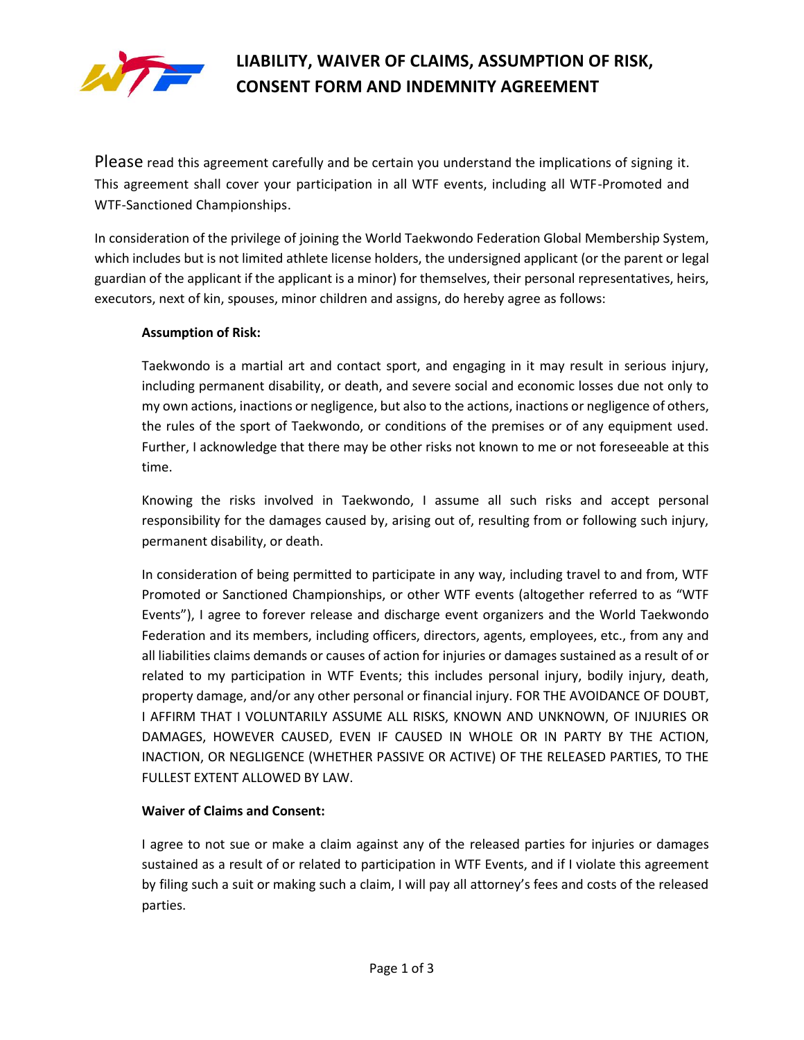# LIABILITY, WAIVER OF CLAIMS, ASSUMPTION OF RISK, CONSENT FORM AND INDEMNITY AGREEMENT

Please read this agreement carefully and be certain you understand the implications of signing it. This agreement shall cover your participation in all WTF events, including all WTF-Promoted and WTF-Sanctioned Championships.

In consideration of the privilege of joining the World Taekwondo Federation Global Membership System, which includes but is not limited athlete license holders, the undersigned applicant (or the parent or legal guardian of the applicant if the applicant is a minor) for themselves, their personal representatives, heirs, executors, next of kin, spouses, minor children and assigns, do hereby agree as follows:

**Assumption of Risk:**

Taekwondo is a martial art and contact sport, and engaging in it may result in serious injury, including permanent disability, or death, and severe social and economic losses due not only to my own actions, inactions or negligence, but also to the actions, inactions or negligence of others, the rules of the sport of Taekwondo, or conditions of the premises or of any equipment used. Further, I acknowledge that there may be other risks not known to me or not foreseeable at this time.

Knowing the risks involved in Taekwondo, I assume all such risks and accept personal responsibility for the damages caused by, arising out of, resulting from or following such injury, permanent disability, or death.

In consideration of being permitted to participate in any way, including travel to and from, WTF Promoted or Sanctioned Championships, or other WTF events (altogether referred to as "WTF Events"), I agree to forever release and discharge event organizers and the World Taekwondo Federation and its members, including officers, directors, agents, employees, etc., from any and all liabilities claims demands or causes of action for injuries or damages sustained as a result of or related to my participation in WTF Events; this includes personal injury, bodily injury, death, property damage, and/or any other personal or financial injury. FOR THE AVOIDANCE OF DOUBT, I AFFIRM THAT I VOLUNTARILY ASSUME ALL RISKS, KNOWN AND UNKNOWN, OF INJURIES OR DAMAGES, HOWEVER CAUSED, EVEN IF CAUSED IN WHOLE OR IN PARTY BY THE ACTION, INACTION, OR NEGLIGENCE (WHETHER PASSIVE OR ACTIVE) OF THE RELEASED PARTIES, TO THE FULLEST EXTENT ALLOWED BY LAW.

**Waiver of Claims and Consent:**

I agree to not sue or make a claim against any of the released parties for injuries or damages sustained as a result of or related to participation in WTF Events, and if I violate this agreement by filing such a suit or making such a claim, I will pay all attorney's fees and costs of the released parties.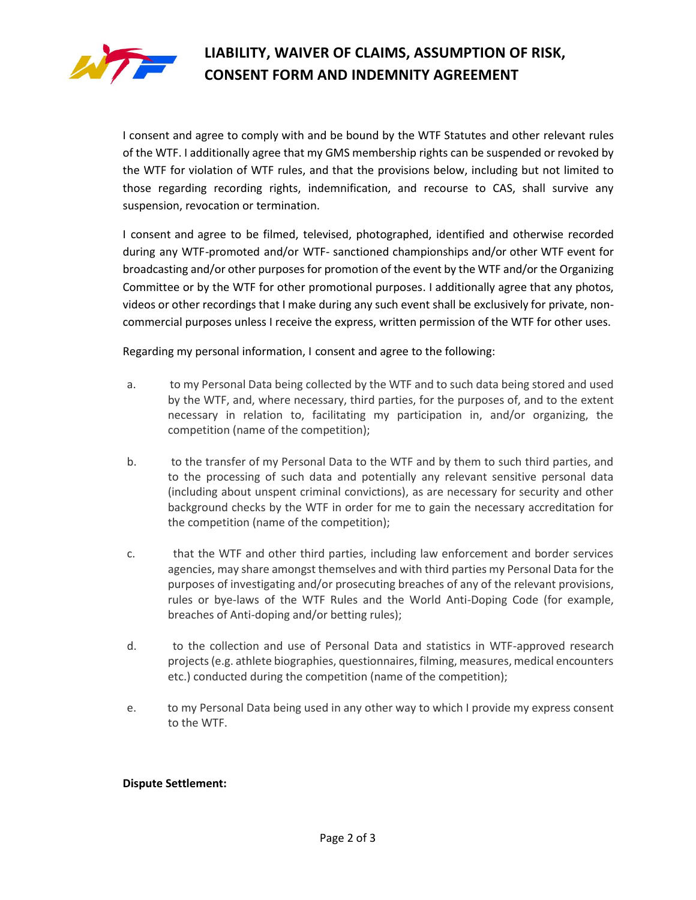# LIABILITY, WAIVER OF CLAIMS, ASSUMPTION OF RISK, CONSENT FORM AND INDEMNITY AGREEMENT

I consent and agree to comply with and be bound by the WTF Statutes and other relevant rules of the WTF. I additionally agree that my GMS membership rights can be suspended or revoked by the WTF for violation of WTF rules, and that the provisions below, including but not limited to those regarding recording rights, indemnification, and recourse to CAS, shall survive any suspension, revocation or termination.

I consent and agree to be filmed, televised, photographed, identified and otherwise recorded during any WTF-promoted and/or WTF- sanctioned championships and/or other WTF event for broadcasting and/or other purposes for promotion of the event by the WTF and/or the Organizing Committee or by the WTF for other promotional purposes. I additionally agree that any photos, videos or other recordings that I make during any such event shall be exclusively for private, non-commercial purposes unless I receive the express, written permission of the WTF for other uses.

Regarding my personal information, I consent and agree to the following:

a. to my Personal Data being collected by the WTF and to such data being stored and used by the WTF, and, where necessary, third parties, for the purposes of, and to the extent necessary in relation to, facilitating my participation in, and/or organizing, the competition (name of the competition);

b. to the transfer of my Personal Data to the WTF and by them to such third parties, and to the processing of such data and potentially any relevant sensitive personal data (including about unspent criminal convictions), as are necessary for security and other background checks by the WTF in order for me to gain the necessary accreditation for the competition (name of the competition);

c. that the WTF and other third parties, including law enforcement and border services agencies, may share amongst themselves and with third parties my Personal Data for the purposes of investigating and/or prosecuting breaches of any of the relevant provisions, rules or bye-laws of the WTF Rules and the World Anti-Doping Code (for example, breaches of Anti-doping and/or betting rules);

d. to the collection and use of Personal Data and statistics in WTF-approved research projects (e.g. athlete biographies, questionnaires, filming, measures, medical encounters etc.) conducted during the competition (name of the competition);

e. to my Personal Data being used in any other way to which I provide my express consent to the WTF.

**Dispute Settlement:**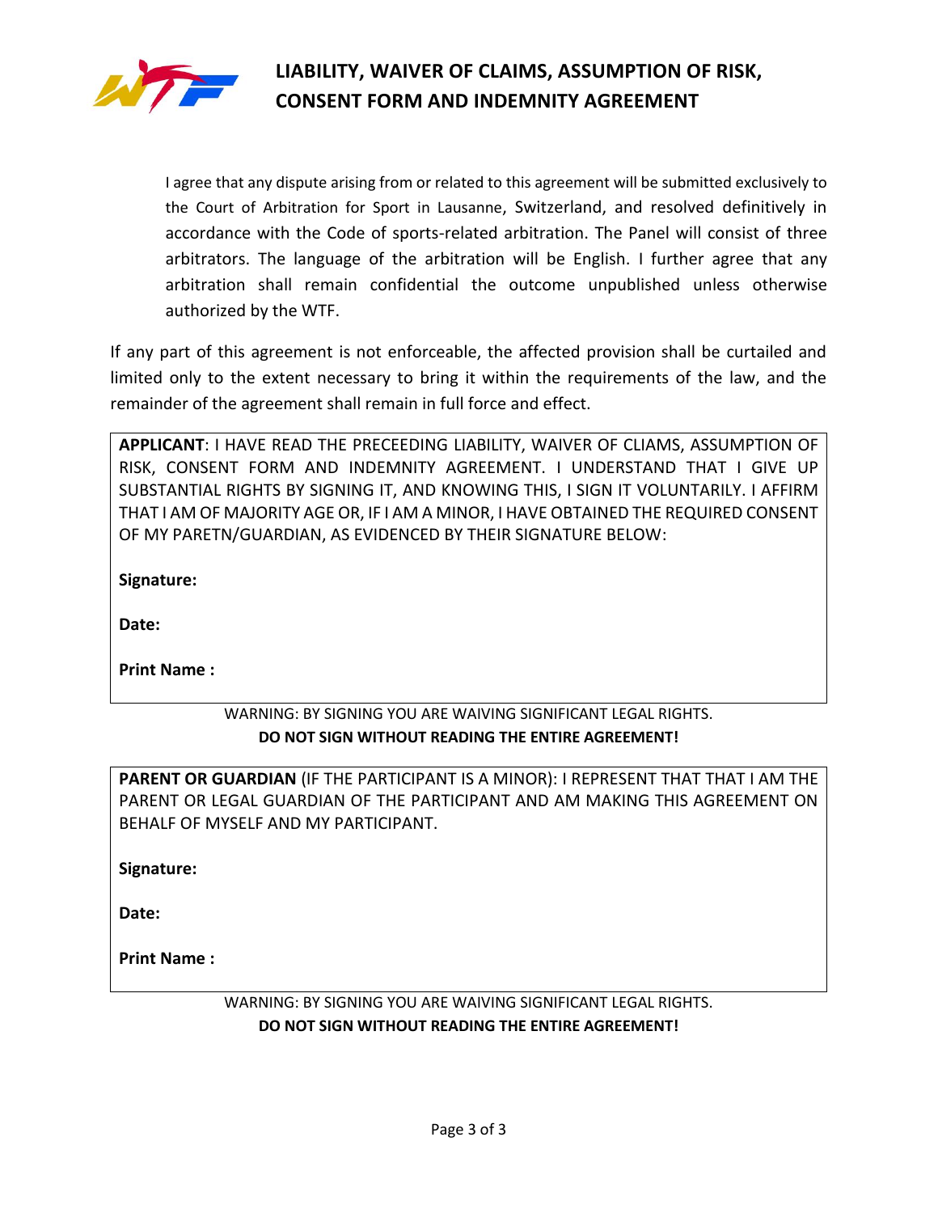# LIABILITY, WAIVER OF CLAIMS, ASSUMPTION OF RISK, CONSENT FORM AND INDEMNITY AGREEMENT

> I agree that any dispute arising from or related to this agreement will be submitted exclusively to the Court of Arbitration for Sport in Lausanne, Switzerland, and resolved definitively in accordance with the Code of sports-related arbitration. The Panel will consist of three arbitrators. The language of the arbitration will be English. I further agree that any arbitration shall remain confidential the outcome unpublished unless otherwise authorized by the WTF.

If any part of this agreement is not enforceable, the affected provision shall be curtailed and limited only to the extent necessary to bring it within the requirements of the law, and the remainder of the agreement shall remain in full force and effect.

**APPLICANT**: I HAVE READ THE PRECEEDING LIABILITY, WAIVER OF CLIAMS, ASSUMPTION OF RISK, CONSENT FORM AND INDEMNITY AGREEMENT. I UNDERSTAND THAT I GIVE UP SUBSTANTIAL RIGHTS BY SIGNING IT, AND KNOWING THIS, I SIGN IT VOLUNTARILY. I AFFIRM THAT I AM OF MAJORITY AGE OR, IF I AM A MINOR, I HAVE OBTAINED THE REQUIRED CONSENT OF MY PARETN/GUARDIAN, AS EVIDENCED BY THEIR SIGNATURE BELOW:

**Signature:**

**Date:**

**Print Name :**

WARNING: BY SIGNING YOU ARE WAIVING SIGNIFICANT LEGAL RIGHTS.
**DO NOT SIGN WITHOUT READING THE ENTIRE AGREEMENT!**

**PARENT OR GUARDIAN** (IF THE PARTICIPANT IS A MINOR): I REPRESENT THAT THAT I AM THE PARENT OR LEGAL GUARDIAN OF THE PARTICIPANT AND AM MAKING THIS AGREEMENT ON BEHALF OF MYSELF AND MY PARTICIPANT.

**Signature:**

**Date:**

**Print Name :**

WARNING: BY SIGNING YOU ARE WAIVING SIGNIFICANT LEGAL RIGHTS.
**DO NOT SIGN WITHOUT READING THE ENTIRE AGREEMENT!**